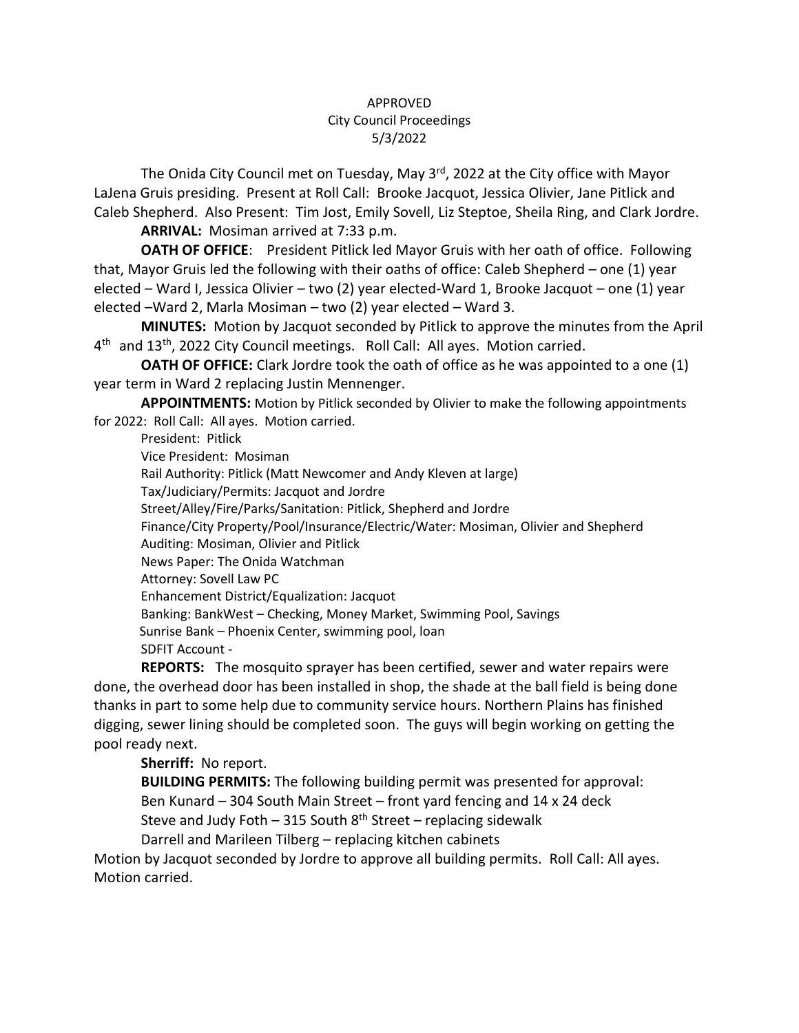APPROVED
City Council Proceedings
5/3/2022

The Onida City Council met on Tuesday, May 3rd, 2022 at the City office with Mayor LaJena Gruis presiding. Present at Roll Call: Brooke Jacquot, Jessica Olivier, Jane Pitlick and Caleb Shepherd. Also Present: Tim Jost, Emily Sovell, Liz Steptoe, Sheila Ring, and Clark Jordre.

**ARRIVAL:** Mosiman arrived at 7:33 p.m.

**OATH OF OFFICE**: President Pitlick led Mayor Gruis with her oath of office. Following that, Mayor Gruis led the following with their oaths of office: Caleb Shepherd – one (1) year elected – Ward I, Jessica Olivier – two (2) year elected-Ward 1, Brooke Jacquot – one (1) year elected –Ward 2, Marla Mosiman – two (2) year elected – Ward 3.

**MINUTES:** Motion by Jacquot seconded by Pitlick to approve the minutes from the April 4th and 13th, 2022 City Council meetings. Roll Call: All ayes. Motion carried.

**OATH OF OFFICE:** Clark Jordre took the oath of office as he was appointed to a one (1) year term in Ward 2 replacing Justin Mennenger.

**APPOINTMENTS:** Motion by Pitlick seconded by Olivier to make the following appointments for 2022: Roll Call: All ayes. Motion carried.

President: Pitlick
Vice President: Mosiman
Rail Authority: Pitlick (Matt Newcomer and Andy Kleven at large)
Tax/Judiciary/Permits: Jacquot and Jordre
Street/Alley/Fire/Parks/Sanitation: Pitlick, Shepherd and Jordre
Finance/City Property/Pool/Insurance/Electric/Water: Mosiman, Olivier and Shepherd
Auditing: Mosiman, Olivier and Pitlick
News Paper: The Onida Watchman
Attorney: Sovell Law PC
Enhancement District/Equalization: Jacquot
Banking: BankWest – Checking, Money Market, Swimming Pool, Savings
Sunrise Bank – Phoenix Center, swimming pool, loan
SDFIT Account -

**REPORTS:** The mosquito sprayer has been certified, sewer and water repairs were done, the overhead door has been installed in shop, the shade at the ball field is being done thanks in part to some help due to community service hours. Northern Plains has finished digging, sewer lining should be completed soon. The guys will begin working on getting the pool ready next.

**Sherriff:** No report.

**BUILDING PERMITS:** The following building permit was presented for approval:

Ben Kunard – 304 South Main Street – front yard fencing and 14 x 24 deck
Steve and Judy Foth – 315 South 8th Street – replacing sidewalk
Darrell and Marileen Tilberg – replacing kitchen cabinets

Motion by Jacquot seconded by Jordre to approve all building permits. Roll Call: All ayes. Motion carried.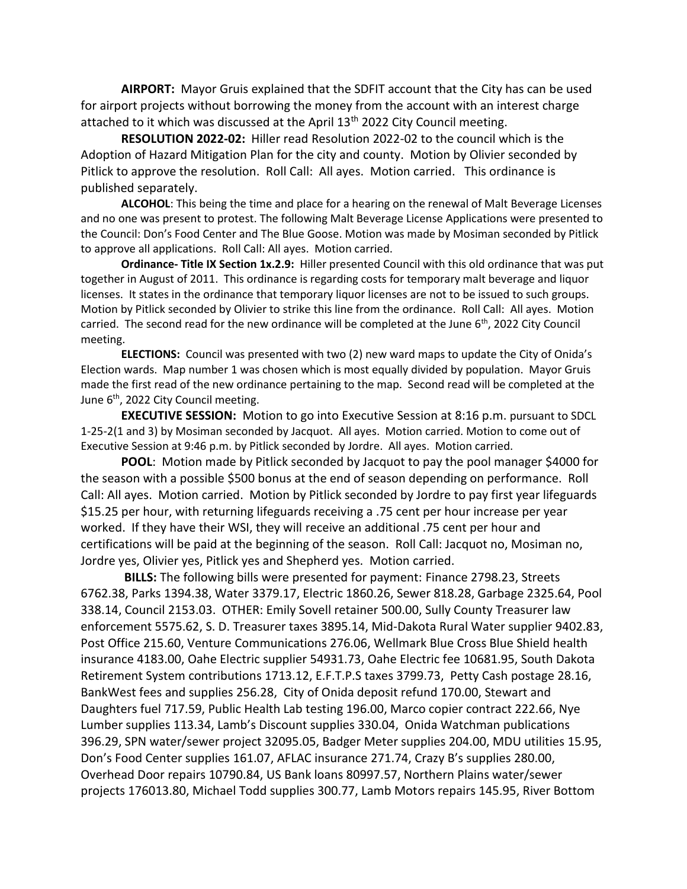**AIRPORT:** Mayor Gruis explained that the SDFIT account that the City has can be used for airport projects without borrowing the money from the account with an interest charge attached to it which was discussed at the April 13th 2022 City Council meeting.

**RESOLUTION 2022-02:** Hiller read Resolution 2022-02 to the council which is the Adoption of Hazard Mitigation Plan for the city and county. Motion by Olivier seconded by Pitlick to approve the resolution. Roll Call: All ayes. Motion carried. This ordinance is published separately.

**ALCOHOL**: This being the time and place for a hearing on the renewal of Malt Beverage Licenses and no one was present to protest. The following Malt Beverage License Applications were presented to the Council: Don's Food Center and The Blue Goose. Motion was made by Mosiman seconded by Pitlick to approve all applications. Roll Call: All ayes. Motion carried.

**Ordinance- Title IX Section 1x.2.9:** Hiller presented Council with this old ordinance that was put together in August of 2011. This ordinance is regarding costs for temporary malt beverage and liquor licenses. It states in the ordinance that temporary liquor licenses are not to be issued to such groups. Motion by Pitlick seconded by Olivier to strike this line from the ordinance. Roll Call: All ayes. Motion carried. The second read for the new ordinance will be completed at the June 6th, 2022 City Council meeting.

**ELECTIONS:** Council was presented with two (2) new ward maps to update the City of Onida's Election wards. Map number 1 was chosen which is most equally divided by population. Mayor Gruis made the first read of the new ordinance pertaining to the map. Second read will be completed at the June 6th, 2022 City Council meeting.

**EXECUTIVE SESSION:** Motion to go into Executive Session at 8:16 p.m. pursuant to SDCL 1-25-2(1 and 3) by Mosiman seconded by Jacquot. All ayes. Motion carried. Motion to come out of Executive Session at 9:46 p.m. by Pitlick seconded by Jordre. All ayes. Motion carried.

**POOL**: Motion made by Pitlick seconded by Jacquot to pay the pool manager $4000 for the season with a possible $500 bonus at the end of season depending on performance. Roll Call: All ayes. Motion carried. Motion by Pitlick seconded by Jordre to pay first year lifeguards $15.25 per hour, with returning lifeguards receiving a .75 cent per hour increase per year worked. If they have their WSI, they will receive an additional .75 cent per hour and certifications will be paid at the beginning of the season. Roll Call: Jacquot no, Mosiman no, Jordre yes, Olivier yes, Pitlick yes and Shepherd yes. Motion carried.

**BILLS:** The following bills were presented for payment: Finance 2798.23, Streets 6762.38, Parks 1394.38, Water 3379.17, Electric 1860.26, Sewer 818.28, Garbage 2325.64, Pool 338.14, Council 2153.03. OTHER: Emily Sovell retainer 500.00, Sully County Treasurer law enforcement 5575.62, S. D. Treasurer taxes 3895.14, Mid-Dakota Rural Water supplier 9402.83, Post Office 215.60, Venture Communications 276.06, Wellmark Blue Cross Blue Shield health insurance 4183.00, Oahe Electric supplier 54931.73, Oahe Electric fee 10681.95, South Dakota Retirement System contributions 1713.12, E.F.T.P.S taxes 3799.73, Petty Cash postage 28.16, BankWest fees and supplies 256.28, City of Onida deposit refund 170.00, Stewart and Daughters fuel 717.59, Public Health Lab testing 196.00, Marco copier contract 222.66, Nye Lumber supplies 113.34, Lamb's Discount supplies 330.04, Onida Watchman publications 396.29, SPN water/sewer project 32095.05, Badger Meter supplies 204.00, MDU utilities 15.95, Don's Food Center supplies 161.07, AFLAC insurance 271.74, Crazy B's supplies 280.00, Overhead Door repairs 10790.84, US Bank loans 80997.57, Northern Plains water/sewer projects 176013.80, Michael Todd supplies 300.77, Lamb Motors repairs 145.95, River Bottom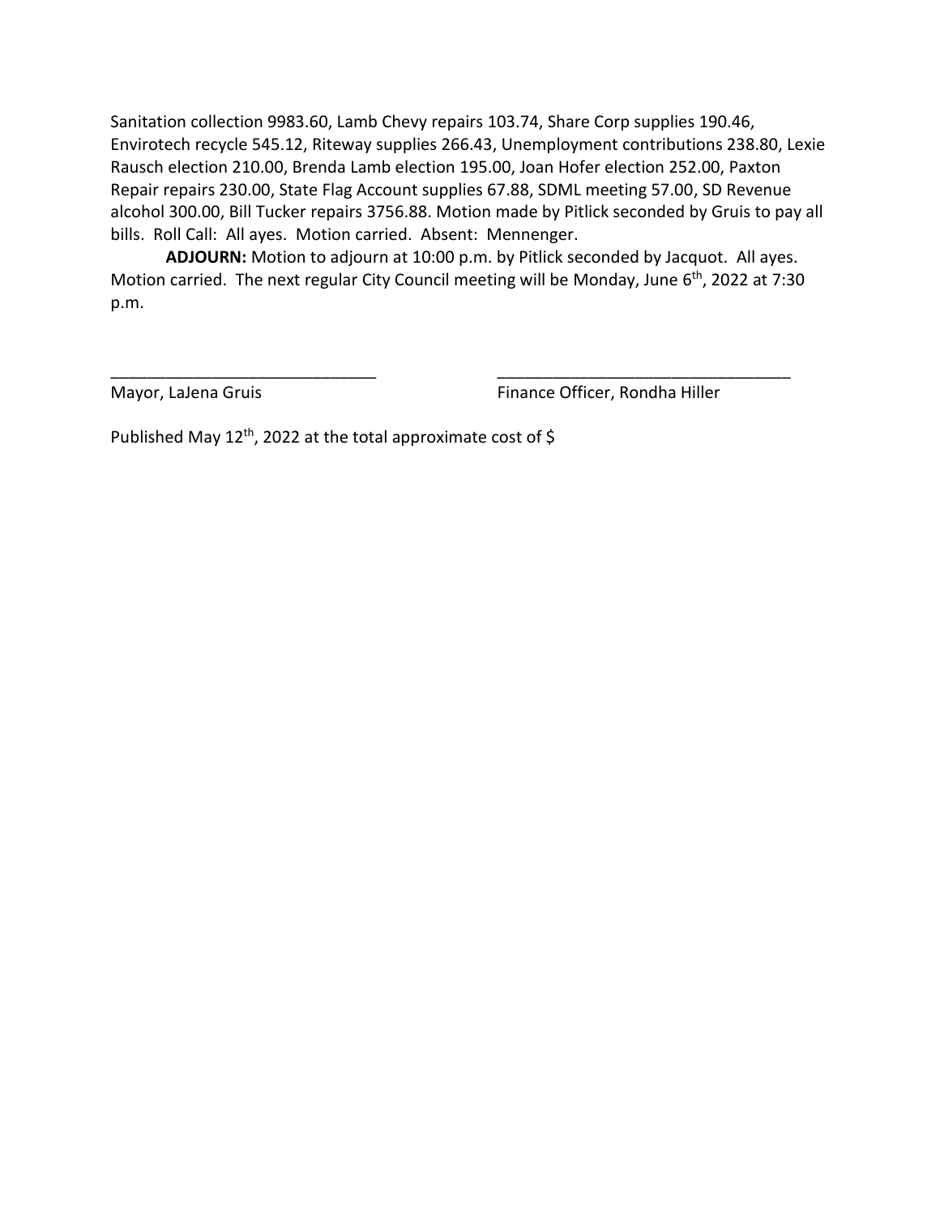Sanitation collection 9983.60, Lamb Chevy repairs 103.74, Share Corp supplies 190.46, Envirotech recycle 545.12, Riteway supplies 266.43, Unemployment contributions 238.80, Lexie Rausch election 210.00, Brenda Lamb election 195.00, Joan Hofer election 252.00, Paxton Repair repairs 230.00, State Flag Account supplies 67.88, SDML meeting 57.00, SD Revenue alcohol 300.00, Bill Tucker repairs 3756.88. Motion made by Pitlick seconded by Gruis to pay all bills. Roll Call: All ayes. Motion carried. Absent: Mennenger.

**ADJOURN:** Motion to adjourn at 10:00 p.m. by Pitlick seconded by Jacquot. All ayes. Motion carried. The next regular City Council meeting will be Monday, June 6th, 2022 at 7:30 p.m.

_____________________________ &nbsp;&nbsp;&nbsp;&nbsp;&nbsp;&nbsp;&nbsp;&nbsp; _________________________________

Mayor, LaJena Gruis &nbsp;&nbsp;&nbsp;&nbsp;&nbsp;&nbsp;&nbsp;&nbsp; Finance Officer, Rondha Hiller

Published May 12th, 2022 at the total approximate cost of $